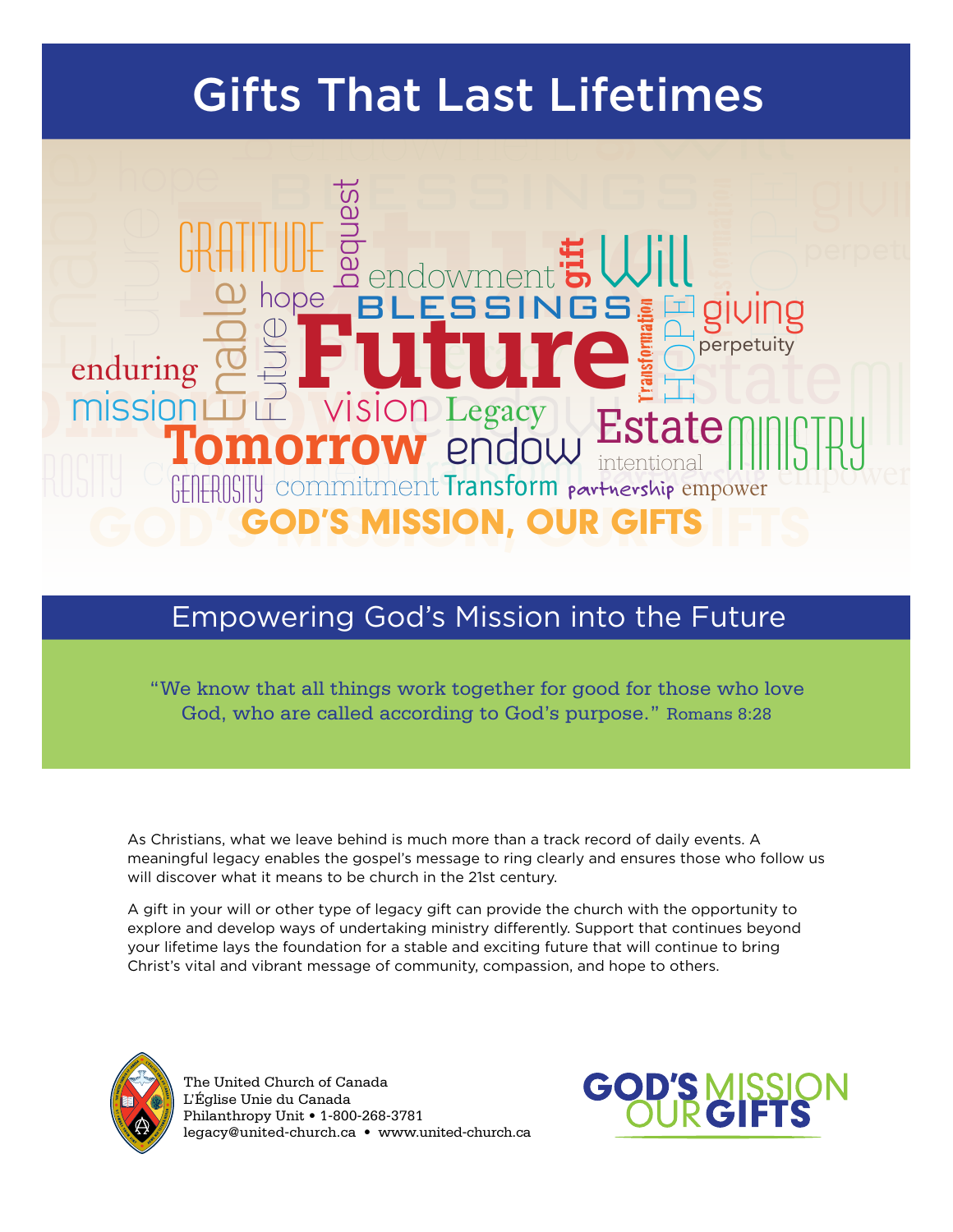# Gifts That Last Lifetimes

GRATITUDE bequest endowment gift Will hope BLESSINGS giving perpetuity enduring Enable Future **Future** Transformation HOPE mission vision Legacy Estate MINISTRY **Tomorrow** endow intentional GENEROSITY commitment Transform partnership empower

**GOD'S MISSION, OUR GIFTS**

## Empowering God's Mission into the Future

"We know that all things work together for good for those who love God, who are called according to God's purpose." Romans 8:28

As Christians, what we leave behind is much more than a track record of daily events. A meaningful legacy enables the gospel's message to ring clearly and ensures those who follow us will discover what it means to be church in the 21st century.

A gift in your will or other type of legacy gift can provide the church with the opportunity to explore and develop ways of undertaking ministry differently. Support that continues beyond your lifetime lays the foundation for a stable and exciting future that will continue to bring Christ's vital and vibrant message of community, compassion, and hope to others.

The United Church of Canada
L'Église Unie du Canada
Philanthropy Unit • 1-800-268-3781
legacy@united-church.ca • www.united-church.ca

GOD'S MISSION OUR GIFTS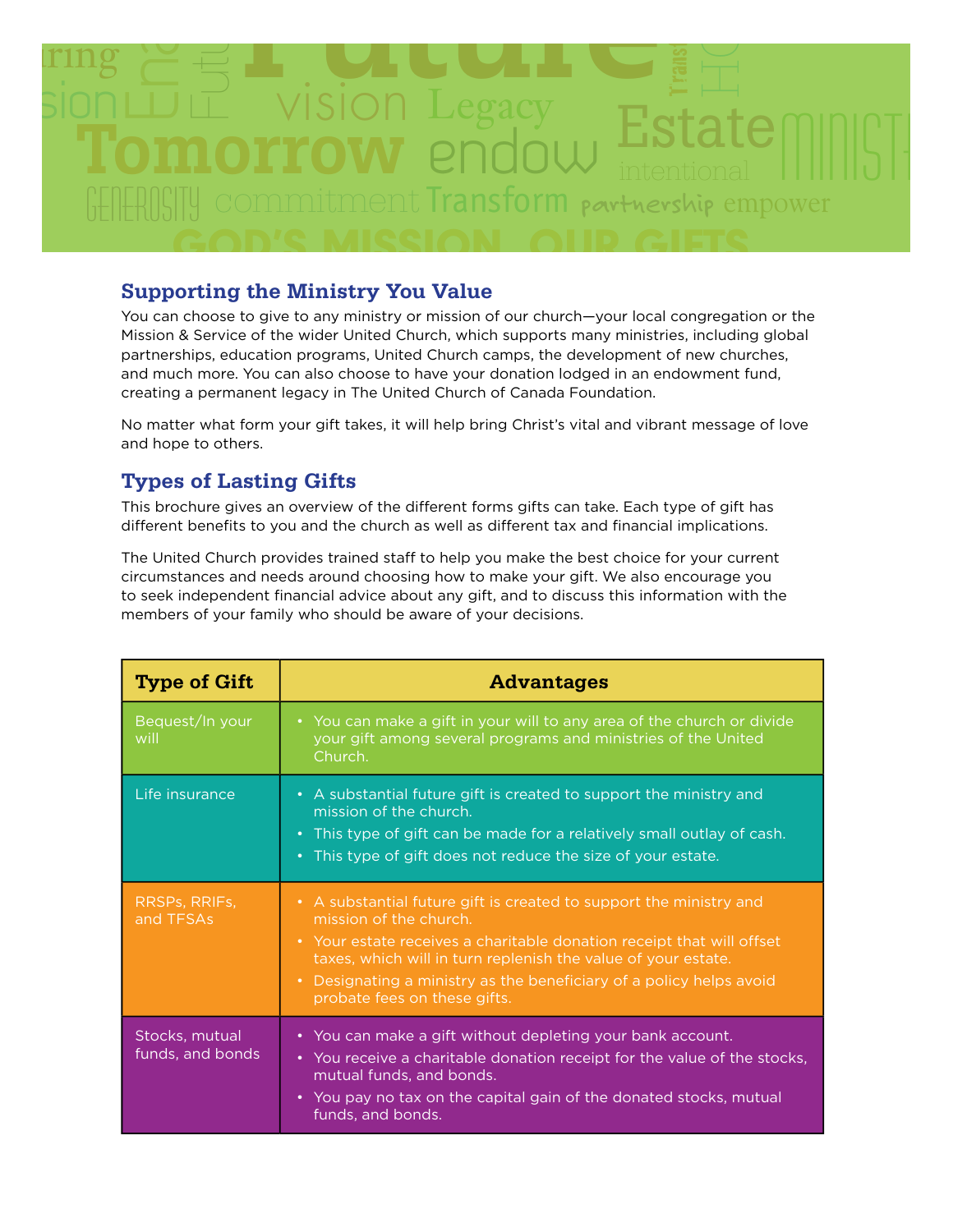## Supporting the Ministry You Value

You can choose to give to any ministry or mission of our church—your local congregation or the Mission & Service of the wider United Church, which supports many ministries, including global partnerships, education programs, United Church camps, the development of new churches, and much more. You can also choose to have your donation lodged in an endowment fund, creating a permanent legacy in The United Church of Canada Foundation.

No matter what form your gift takes, it will help bring Christ's vital and vibrant message of love and hope to others.

## Types of Lasting Gifts

This brochure gives an overview of the different forms gifts can take. Each type of gift has different benefits to you and the church as well as different tax and financial implications.

The United Church provides trained staff to help you make the best choice for your current circumstances and needs around choosing how to make your gift. We also encourage you to seek independent financial advice about any gift, and to discuss this information with the members of your family who should be aware of your decisions.

| Type of Gift | Advantages |
|---|---|
| Bequest/In your will | • You can make a gift in your will to any area of the church or divide your gift among several programs and ministries of the United Church. |
| Life insurance | • A substantial future gift is created to support the ministry and mission of the church.<br>• This type of gift can be made for a relatively small outlay of cash.<br>• This type of gift does not reduce the size of your estate. |
| RRSPs, RRIFs, and TFSAs | • A substantial future gift is created to support the ministry and mission of the church.<br>• Your estate receives a charitable donation receipt that will offset taxes, which will in turn replenish the value of your estate.<br>• Designating a ministry as the beneficiary of a policy helps avoid probate fees on these gifts. |
| Stocks, mutual funds, and bonds | • You can make a gift without depleting your bank account.<br>• You receive a charitable donation receipt for the value of the stocks, mutual funds, and bonds.<br>• You pay no tax on the capital gain of the donated stocks, mutual funds, and bonds. |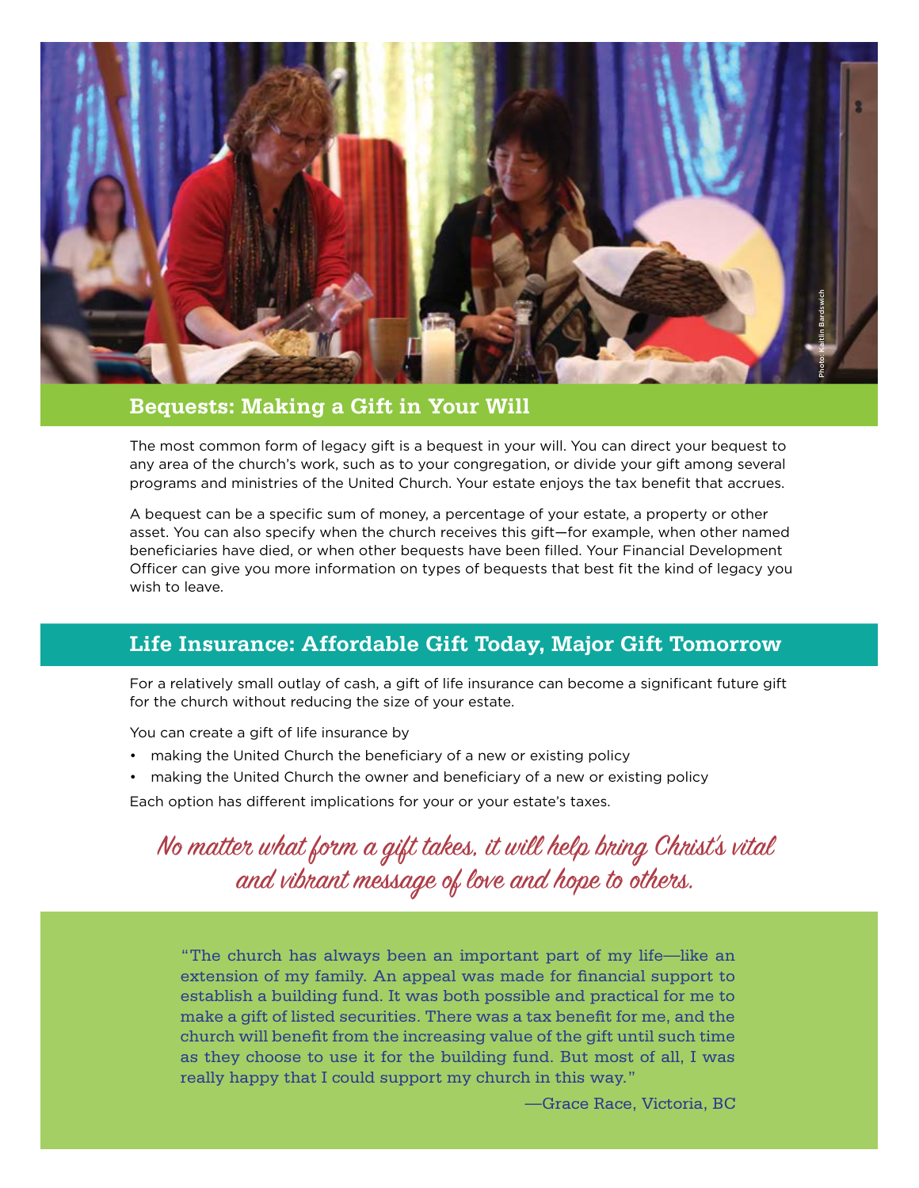Photo: Kaitlin Bardswich

## Bequests: Making a Gift in Your Will

The most common form of legacy gift is a bequest in your will. You can direct your bequest to any area of the church's work, such as to your congregation, or divide your gift among several programs and ministries of the United Church. Your estate enjoys the tax benefit that accrues.

A bequest can be a specific sum of money, a percentage of your estate, a property or other asset. You can also specify when the church receives this gift—for example, when other named beneficiaries have died, or when other bequests have been filled. Your Financial Development Officer can give you more information on types of bequests that best fit the kind of legacy you wish to leave.

## Life Insurance: Affordable Gift Today, Major Gift Tomorrow

For a relatively small outlay of cash, a gift of life insurance can become a significant future gift for the church without reducing the size of your estate.

You can create a gift of life insurance by

- making the United Church the beneficiary of a new or existing policy
- making the United Church the owner and beneficiary of a new or existing policy

Each option has different implications for your or your estate's taxes.

*No matter what form a gift takes, it will help bring Christ's vital and vibrant message of love and hope to others.*

"The church has always been an important part of my life—like an extension of my family. An appeal was made for financial support to establish a building fund. It was both possible and practical for me to make a gift of listed securities. There was a tax benefit for me, and the church will benefit from the increasing value of the gift until such time as they choose to use it for the building fund. But most of all, I was really happy that I could support my church in this way."

—Grace Race, Victoria, BC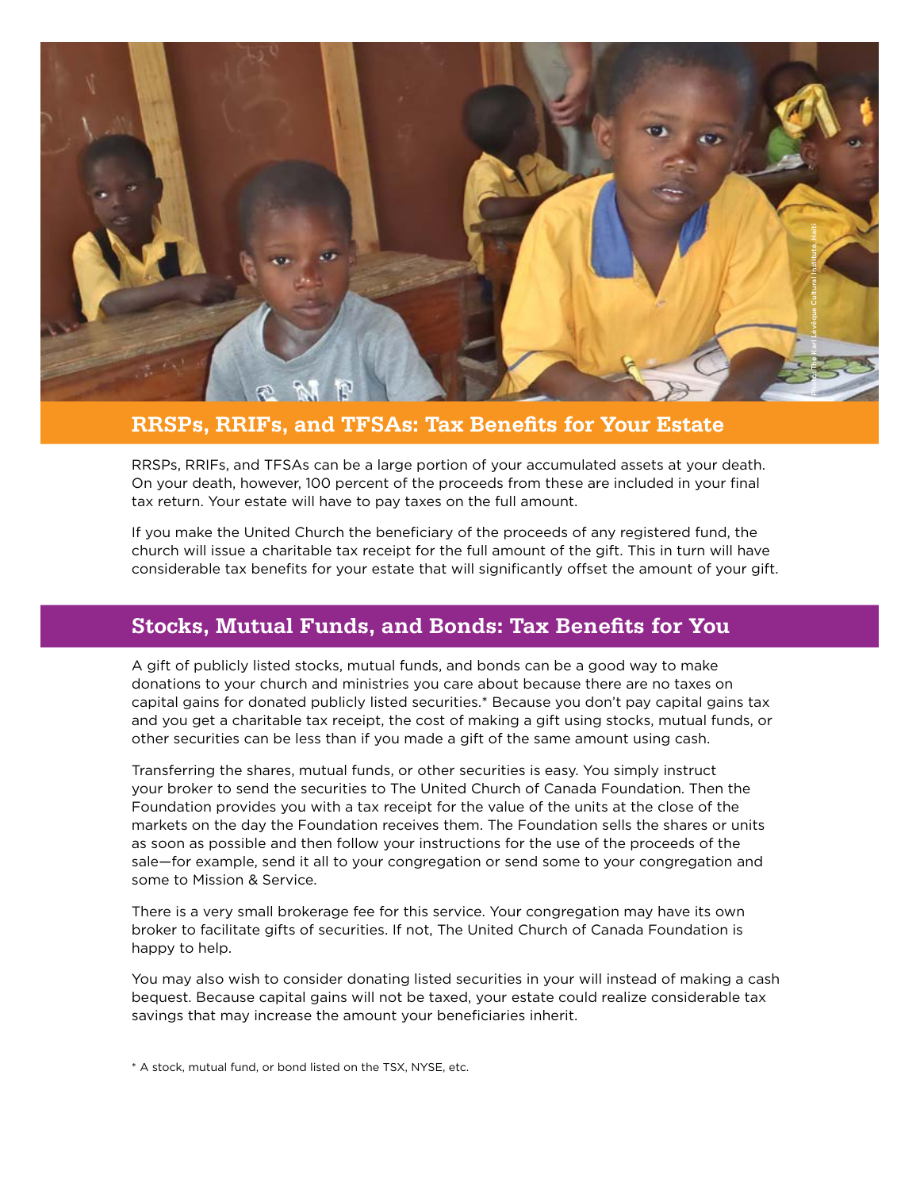Photo: The Karl Lévêque Cultural Institute, Haiti

## RRSPs, RRIFs, and TFSAs: Tax Benefits for Your Estate

RRSPs, RRIFs, and TFSAs can be a large portion of your accumulated assets at your death. On your death, however, 100 percent of the proceeds from these are included in your final tax return. Your estate will have to pay taxes on the full amount.

If you make the United Church the beneficiary of the proceeds of any registered fund, the church will issue a charitable tax receipt for the full amount of the gift. This in turn will have considerable tax benefits for your estate that will significantly offset the amount of your gift.

## Stocks, Mutual Funds, and Bonds: Tax Benefits for You

A gift of publicly listed stocks, mutual funds, and bonds can be a good way to make donations to your church and ministries you care about because there are no taxes on capital gains for donated publicly listed securities.* Because you don't pay capital gains tax and you get a charitable tax receipt, the cost of making a gift using stocks, mutual funds, or other securities can be less than if you made a gift of the same amount using cash.

Transferring the shares, mutual funds, or other securities is easy. You simply instruct your broker to send the securities to The United Church of Canada Foundation. Then the Foundation provides you with a tax receipt for the value of the units at the close of the markets on the day the Foundation receives them. The Foundation sells the shares or units as soon as possible and then follow your instructions for the use of the proceeds of the sale—for example, send it all to your congregation or send some to your congregation and some to Mission & Service.

There is a very small brokerage fee for this service. Your congregation may have its own broker to facilitate gifts of securities. If not, The United Church of Canada Foundation is happy to help.

You may also wish to consider donating listed securities in your will instead of making a cash bequest. Because capital gains will not be taxed, your estate could realize considerable tax savings that may increase the amount your beneficiaries inherit.

* A stock, mutual fund, or bond listed on the TSX, NYSE, etc.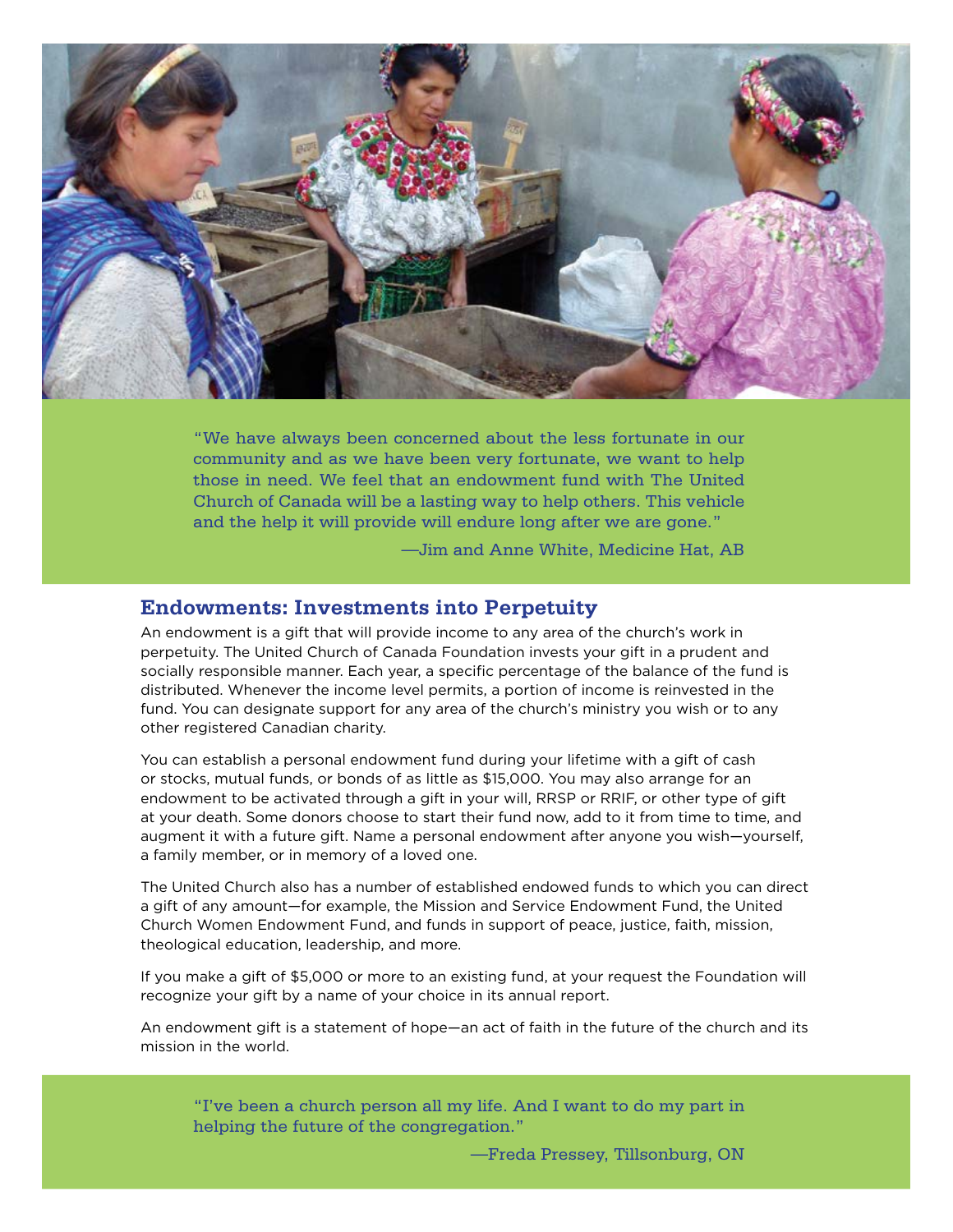"We have always been concerned about the less fortunate in our community and as we have been very fortunate, we want to help those in need. We feel that an endowment fund with The United Church of Canada will be a lasting way to help others. This vehicle and the help it will provide will endure long after we are gone."

—Jim and Anne White, Medicine Hat, AB

## Endowments: Investments into Perpetuity

An endowment is a gift that will provide income to any area of the church's work in perpetuity. The United Church of Canada Foundation invests your gift in a prudent and socially responsible manner. Each year, a specific percentage of the balance of the fund is distributed. Whenever the income level permits, a portion of income is reinvested in the fund. You can designate support for any area of the church's ministry you wish or to any other registered Canadian charity.

You can establish a personal endowment fund during your lifetime with a gift of cash or stocks, mutual funds, or bonds of as little as $15,000. You may also arrange for an endowment to be activated through a gift in your will, RRSP or RRIF, or other type of gift at your death. Some donors choose to start their fund now, add to it from time to time, and augment it with a future gift. Name a personal endowment after anyone you wish—yourself, a family member, or in memory of a loved one.

The United Church also has a number of established endowed funds to which you can direct a gift of any amount—for example, the Mission and Service Endowment Fund, the United Church Women Endowment Fund, and funds in support of peace, justice, faith, mission, theological education, leadership, and more.

If you make a gift of $5,000 or more to an existing fund, at your request the Foundation will recognize your gift by a name of your choice in its annual report.

An endowment gift is a statement of hope—an act of faith in the future of the church and its mission in the world.

"I've been a church person all my life. And I want to do my part in helping the future of the congregation."

—Freda Pressey, Tillsonburg, ON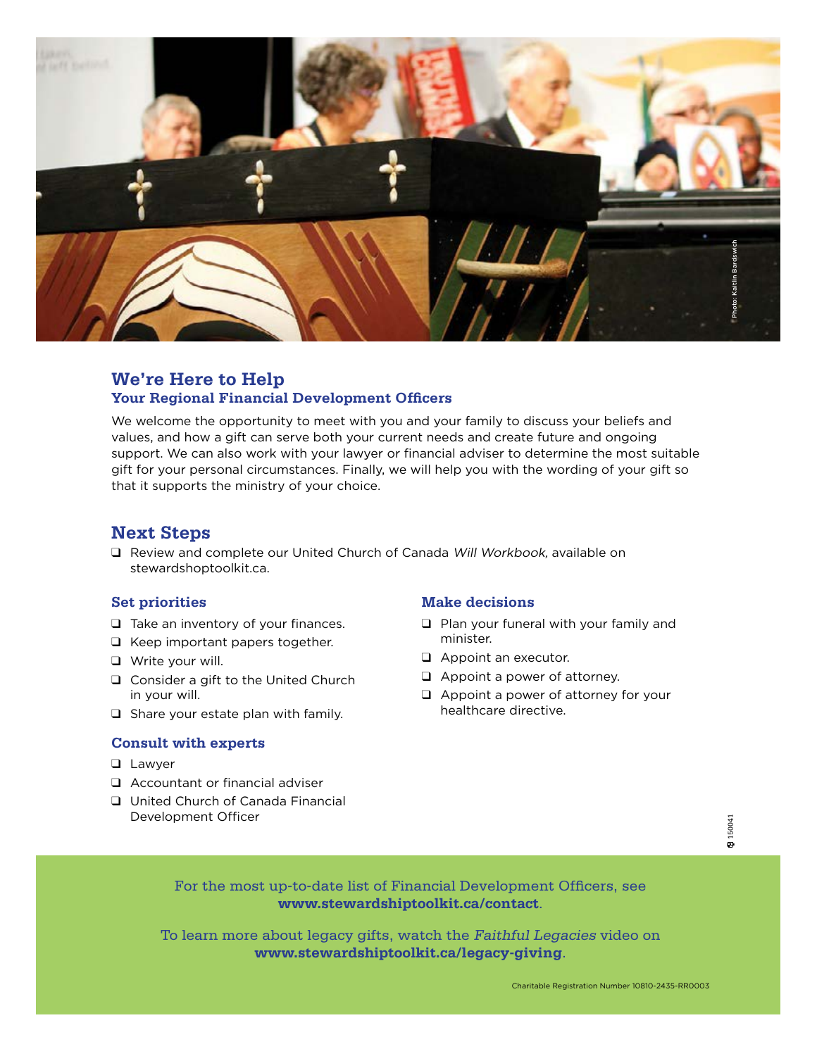Photo: Kaitlin Bardswich

## We're Here to Help

### Your Regional Financial Development Officers

We welcome the opportunity to meet with you and your family to discuss your beliefs and values, and how a gift can serve both your current needs and create future and ongoing support. We can also work with your lawyer or financial adviser to determine the most suitable gift for your personal circumstances. Finally, we will help you with the wording of your gift so that it supports the ministry of your choice.

## Next Steps

- ❑ Review and complete our United Church of Canada *Will Workbook,* available on stewardshoptoolkit.ca.

### Set priorities

- ❑ Take an inventory of your finances.
- ❑ Keep important papers together.
- ❑ Write your will.
- ❑ Consider a gift to the United Church in your will.
- ❑ Share your estate plan with family.

### Consult with experts

- ❑ Lawyer
- ❑ Accountant or financial adviser
- ❑ United Church of Canada Financial Development Officer

### Make decisions

- ❑ Plan your funeral with your family and minister.
- ❑ Appoint an executor.
- ❑ Appoint a power of attorney.
- ❑ Appoint a power of attorney for your healthcare directive.

150041

For the most up-to-date list of Financial Development Officers, see **www.stewardshiptoolkit.ca/contact**.

To learn more about legacy gifts, watch the *Faithful Legacies* video on **www.stewardshiptoolkit.ca/legacy-giving**.

Charitable Registration Number 10810-2435-RR0003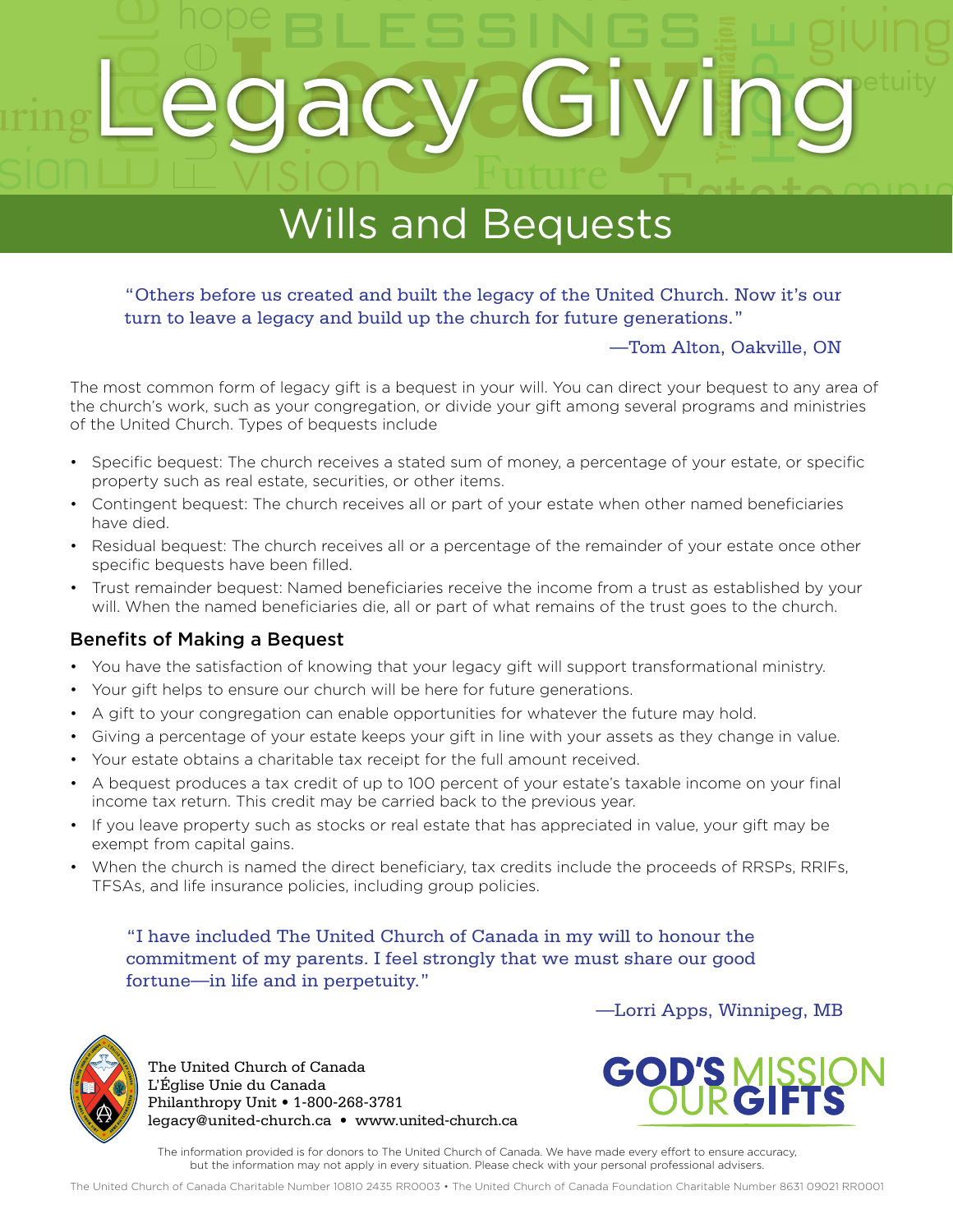# Legacy Giving

## Wills and Bequests

> "Others before us created and built the legacy of the United Church. Now it's our turn to leave a legacy and build up the church for future generations."
>
> —Tom Alton, Oakville, ON

The most common form of legacy gift is a bequest in your will. You can direct your bequest to any area of the church's work, such as your congregation, or divide your gift among several programs and ministries of the United Church. Types of bequests include

- Specific bequest: The church receives a stated sum of money, a percentage of your estate, or specific property such as real estate, securities, or other items.
- Contingent bequest: The church receives all or part of your estate when other named beneficiaries have died.
- Residual bequest: The church receives all or a percentage of the remainder of your estate once other specific bequests have been filled.
- Trust remainder bequest: Named beneficiaries receive the income from a trust as established by your will. When the named beneficiaries die, all or part of what remains of the trust goes to the church.

### Benefits of Making a Bequest

- You have the satisfaction of knowing that your legacy gift will support transformational ministry.
- Your gift helps to ensure our church will be here for future generations.
- A gift to your congregation can enable opportunities for whatever the future may hold.
- Giving a percentage of your estate keeps your gift in line with your assets as they change in value.
- Your estate obtains a charitable tax receipt for the full amount received.
- A bequest produces a tax credit of up to 100 percent of your estate's taxable income on your final income tax return. This credit may be carried back to the previous year.
- If you leave property such as stocks or real estate that has appreciated in value, your gift may be exempt from capital gains.
- When the church is named the direct beneficiary, tax credits include the proceeds of RRSPs, RRIFs, TFSAs, and life insurance policies, including group policies.

> "I have included The United Church of Canada in my will to honour the commitment of my parents. I feel strongly that we must share our good fortune—in life and in perpetuity."
>
> —Lorri Apps, Winnipeg, MB

The United Church of Canada
L'Église Unie du Canada
Philanthropy Unit • 1-800-268-3781
legacy@united-church.ca • www.united-church.ca

GOD'S MISSION OUR GIFTS

The information provided is for donors to The United Church of Canada. We have made every effort to ensure accuracy, but the information may not apply in every situation. Please check with your personal professional advisers.

The United Church of Canada Charitable Number 10810 2435 RR0003 • The United Church of Canada Foundation Charitable Number 8631 09021 RR0001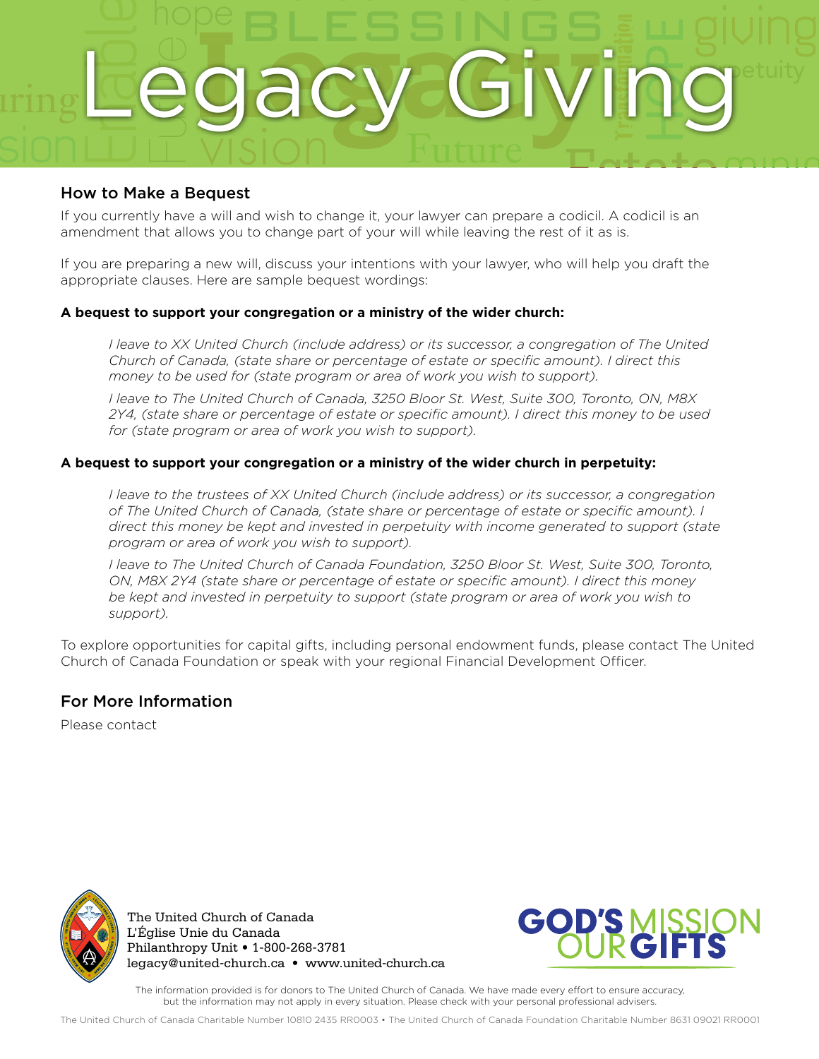# Legacy Giving

## How to Make a Bequest

If you currently have a will and wish to change it, your lawyer can prepare a codicil. A codicil is an amendment that allows you to change part of your will while leaving the rest of it as is.

If you are preparing a new will, discuss your intentions with your lawyer, who will help you draft the appropriate clauses. Here are sample bequest wordings:

**A bequest to support your congregation or a ministry of the wider church:**

> *I leave to XX United Church (include address) or its successor, a congregation of The United Church of Canada, (state share or percentage of estate or specific amount). I direct this money to be used for (state program or area of work you wish to support).*
>
> *I leave to The United Church of Canada, 3250 Bloor St. West, Suite 300, Toronto, ON, M8X 2Y4, (state share or percentage of estate or specific amount). I direct this money to be used for (state program or area of work you wish to support).*

**A bequest to support your congregation or a ministry of the wider church in perpetuity:**

> *I leave to the trustees of XX United Church (include address) or its successor, a congregation of The United Church of Canada, (state share or percentage of estate or specific amount). I direct this money be kept and invested in perpetuity with income generated to support (state program or area of work you wish to support).*
>
> *I leave to The United Church of Canada Foundation, 3250 Bloor St. West, Suite 300, Toronto, ON, M8X 2Y4 (state share or percentage of estate or specific amount). I direct this money be kept and invested in perpetuity to support (state program or area of work you wish to support).*

To explore opportunities for capital gifts, including personal endowment funds, please contact The United Church of Canada Foundation or speak with your regional Financial Development Officer.

## For More Information

Please contact

The United Church of Canada
L'Église Unie du Canada
Philanthropy Unit • 1-800-268-3781
legacy@united-church.ca • www.united-church.ca

GOD'S MISSION OUR GIFTS

The information provided is for donors to The United Church of Canada. We have made every effort to ensure accuracy, but the information may not apply in every situation. Please check with your personal professional advisers.

The United Church of Canada Charitable Number 10810 2435 RR0003 • The United Church of Canada Foundation Charitable Number 8631 09021 RR0001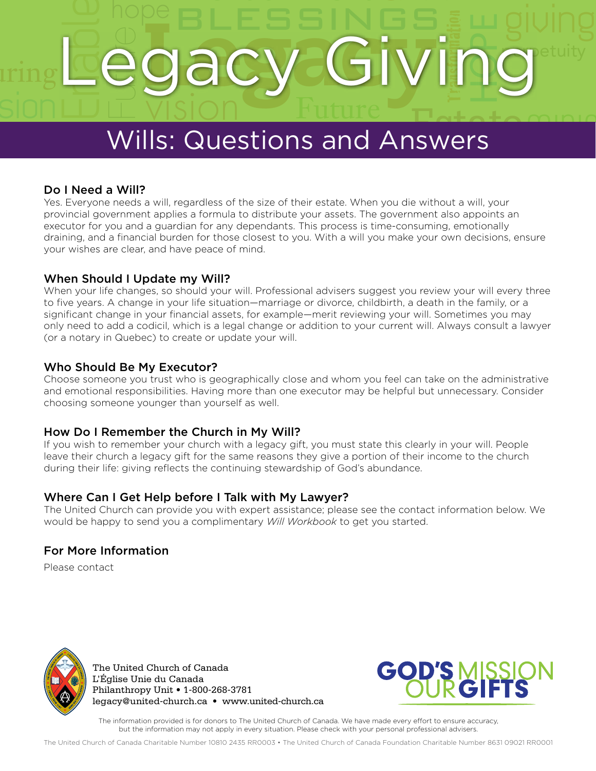# Legacy Giving

## Wills: Questions and Answers

### Do I Need a Will?

Yes. Everyone needs a will, regardless of the size of their estate. When you die without a will, your provincial government applies a formula to distribute your assets. The government also appoints an executor for you and a guardian for any dependants. This process is time-consuming, emotionally draining, and a financial burden for those closest to you. With a will you make your own decisions, ensure your wishes are clear, and have peace of mind.

### When Should I Update my Will?

When your life changes, so should your will. Professional advisers suggest you review your will every three to five years. A change in your life situation—marriage or divorce, childbirth, a death in the family, or a significant change in your financial assets, for example—merit reviewing your will. Sometimes you may only need to add a codicil, which is a legal change or addition to your current will. Always consult a lawyer (or a notary in Quebec) to create or update your will.

### Who Should Be My Executor?

Choose someone you trust who is geographically close and whom you feel can take on the administrative and emotional responsibilities. Having more than one executor may be helpful but unnecessary. Consider choosing someone younger than yourself as well.

### How Do I Remember the Church in My Will?

If you wish to remember your church with a legacy gift, you must state this clearly in your will. People leave their church a legacy gift for the same reasons they give a portion of their income to the church during their life: giving reflects the continuing stewardship of God's abundance.

### Where Can I Get Help before I Talk with My Lawyer?

The United Church can provide you with expert assistance; please see the contact information below. We would be happy to send you a complimentary *Will Workbook* to get you started.

### For More Information

Please contact

The United Church of Canada
L'Église Unie du Canada
Philanthropy Unit • 1-800-268-3781
legacy@united-church.ca • www.united-church.ca

GOD'S MISSION OUR GIFTS

The information provided is for donors to The United Church of Canada. We have made every effort to ensure accuracy, but the information may not apply in every situation. Please check with your personal professional advisers.

The United Church of Canada Charitable Number 10810 2435 RR0003 • The United Church of Canada Foundation Charitable Number 8631 09021 RR0001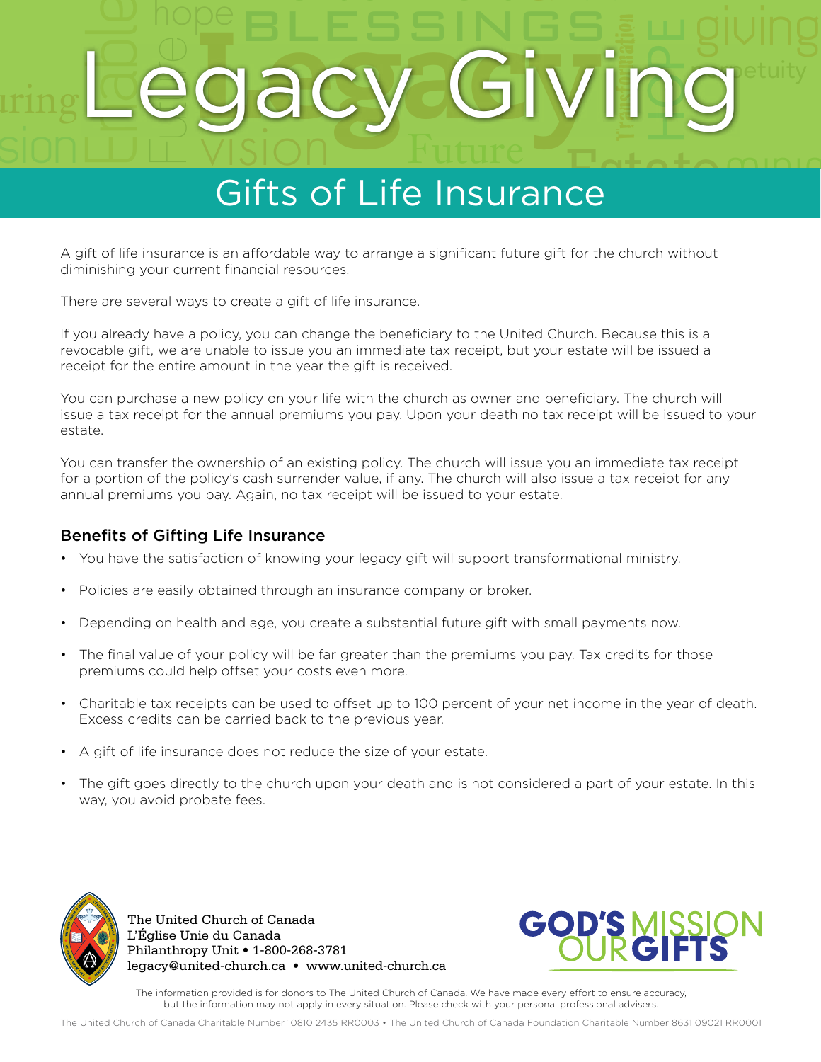# Legacy Giving

## Gifts of Life Insurance

A gift of life insurance is an affordable way to arrange a significant future gift for the church without diminishing your current financial resources.

There are several ways to create a gift of life insurance.

If you already have a policy, you can change the beneficiary to the United Church. Because this is a revocable gift, we are unable to issue you an immediate tax receipt, but your estate will be issued a receipt for the entire amount in the year the gift is received.

You can purchase a new policy on your life with the church as owner and beneficiary. The church will issue a tax receipt for the annual premiums you pay. Upon your death no tax receipt will be issued to your estate.

You can transfer the ownership of an existing policy. The church will issue you an immediate tax receipt for a portion of the policy's cash surrender value, if any. The church will also issue a tax receipt for any annual premiums you pay. Again, no tax receipt will be issued to your estate.

### Benefits of Gifting Life Insurance

- You have the satisfaction of knowing your legacy gift will support transformational ministry.
- Policies are easily obtained through an insurance company or broker.
- Depending on health and age, you create a substantial future gift with small payments now.
- The final value of your policy will be far greater than the premiums you pay. Tax credits for those premiums could help offset your costs even more.
- Charitable tax receipts can be used to offset up to 100 percent of your net income in the year of death. Excess credits can be carried back to the previous year.
- A gift of life insurance does not reduce the size of your estate.
- The gift goes directly to the church upon your death and is not considered a part of your estate. In this way, you avoid probate fees.

The United Church of Canada
L'Église Unie du Canada
Philanthropy Unit • 1-800-268-3781
legacy@united-church.ca • www.united-church.ca

GOD'S MISSION OUR GIFTS

The information provided is for donors to The United Church of Canada. We have made every effort to ensure accuracy, but the information may not apply in every situation. Please check with your personal professional advisers.

The United Church of Canada Charitable Number 10810 2435 RR0003 • The United Church of Canada Foundation Charitable Number 8631 09021 RR0001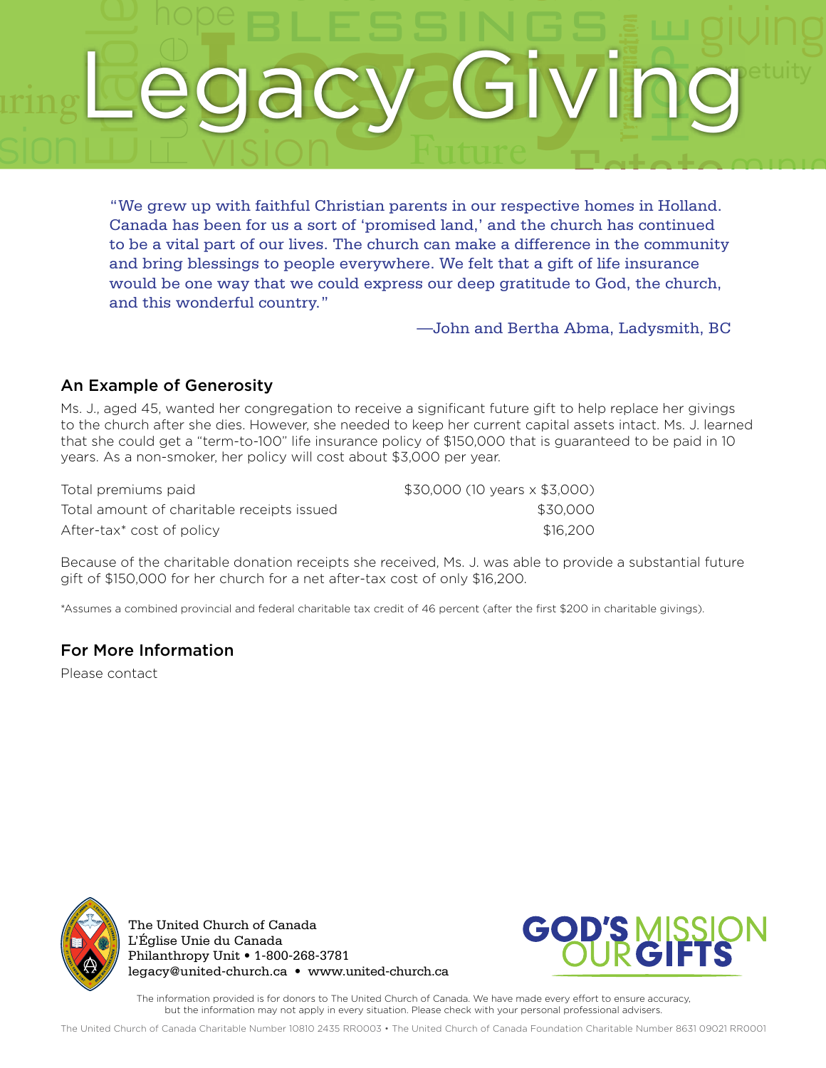# Legacy Giving

"We grew up with faithful Christian parents in our respective homes in Holland. Canada has been for us a sort of 'promised land,' and the church has continued to be a vital part of our lives. The church can make a difference in the community and bring blessings to people everywhere. We felt that a gift of life insurance would be one way that we could express our deep gratitude to God, the church, and this wonderful country."

—John and Bertha Abma, Ladysmith, BC

## An Example of Generosity

Ms. J., aged 45, wanted her congregation to receive a significant future gift to help replace her givings to the church after she dies. However, she needed to keep her current capital assets intact. Ms. J. learned that she could get a "term-to-100" life insurance policy of $150,000 that is guaranteed to be paid in 10 years. As a non-smoker, her policy will cost about $3,000 per year.

| | |
|---|---|
| Total premiums paid | $30,000 (10 years x $3,000) |
| Total amount of charitable receipts issued | $30,000 |
| After-tax* cost of policy | $16,200 |

Because of the charitable donation receipts she received, Ms. J. was able to provide a substantial future gift of $150,000 for her church for a net after-tax cost of only $16,200.

*Assumes a combined provincial and federal charitable tax credit of 46 percent (after the first $200 in charitable givings).

## For More Information

Please contact

The United Church of Canada
L'Église Unie du Canada
Philanthropy Unit • 1-800-268-3781
legacy@united-church.ca • www.united-church.ca

GOD'S MISSION OUR GIFTS

The information provided is for donors to The United Church of Canada. We have made every effort to ensure accuracy, but the information may not apply in every situation. Please check with your personal professional advisers.

The United Church of Canada Charitable Number 10810 2435 RR0003 • The United Church of Canada Foundation Charitable Number 8631 09021 RR0001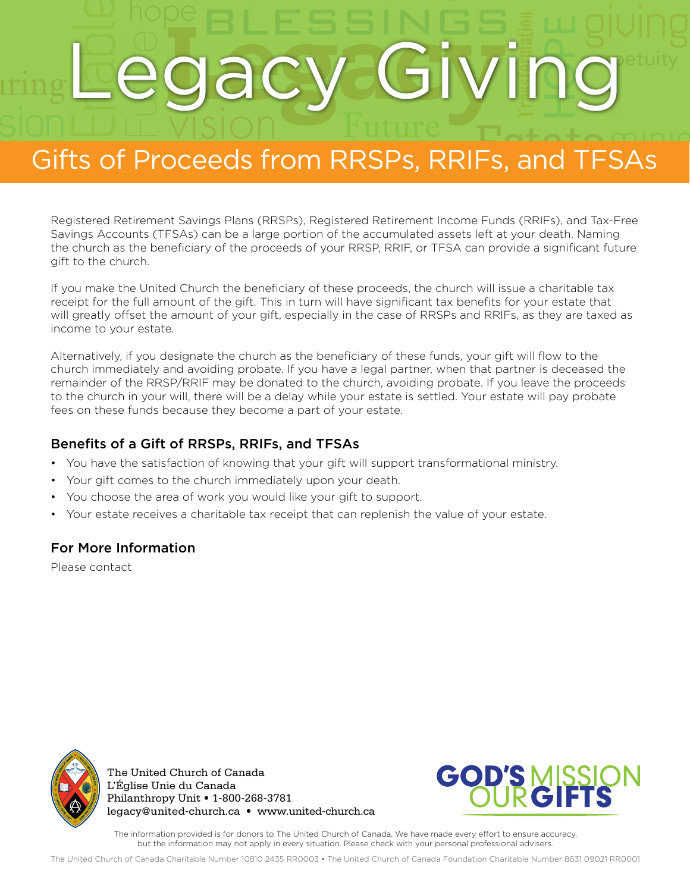# Legacy Giving

## Gifts of Proceeds from RRSPs, RRIFs, and TFSAs

Registered Retirement Savings Plans (RRSPs), Registered Retirement Income Funds (RRIFs), and Tax-Free Savings Accounts (TFSAs) can be a large portion of the accumulated assets left at your death. Naming the church as the beneficiary of the proceeds of your RRSP, RRIF, or TFSA can provide a significant future gift to the church.

If you make the United Church the beneficiary of these proceeds, the church will issue a charitable tax receipt for the full amount of the gift. This in turn will have significant tax benefits for your estate that will greatly offset the amount of your gift, especially in the case of RRSPs and RRIFs, as they are taxed as income to your estate.

Alternatively, if you designate the church as the beneficiary of these funds, your gift will flow to the church immediately and avoiding probate. If you have a legal partner, when that partner is deceased the remainder of the RRSP/RRIF may be donated to the church, avoiding probate. If you leave the proceeds to the church in your will, there will be a delay while your estate is settled. Your estate will pay probate fees on these funds because they become a part of your estate.

### Benefits of a Gift of RRSPs, RRIFs, and TFSAs

- You have the satisfaction of knowing that your gift will support transformational ministry.
- Your gift comes to the church immediately upon your death.
- You choose the area of work you would like your gift to support.
- Your estate receives a charitable tax receipt that can replenish the value of your estate.

### For More Information

Please contact

The United Church of Canada
L'Église Unie du Canada
Philanthropy Unit • 1-800-268-3781
legacy@united-church.ca • www.united-church.ca

GOD'S MISSION OUR GIFTS

The information provided is for donors to The United Church of Canada. We have made every effort to ensure accuracy, but the information may not apply in every situation. Please check with your personal professional advisers.

The United Church of Canada Charitable Number 10810 2435 RR0003 • The United Church of Canada Foundation Charitable Number 8631 09021 RR0001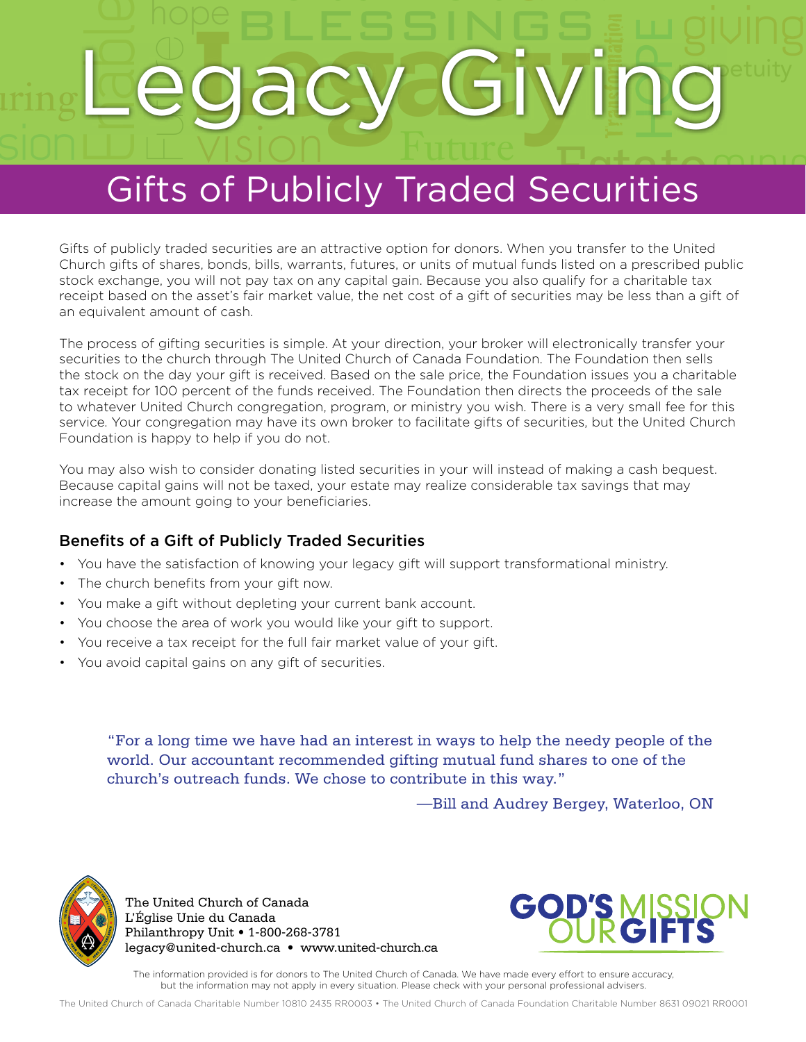# Legacy Giving

## Gifts of Publicly Traded Securities

Gifts of publicly traded securities are an attractive option for donors. When you transfer to the United Church gifts of shares, bonds, bills, warrants, futures, or units of mutual funds listed on a prescribed public stock exchange, you will not pay tax on any capital gain. Because you also qualify for a charitable tax receipt based on the asset's fair market value, the net cost of a gift of securities may be less than a gift of an equivalent amount of cash.

The process of gifting securities is simple. At your direction, your broker will electronically transfer your securities to the church through The United Church of Canada Foundation. The Foundation then sells the stock on the day your gift is received. Based on the sale price, the Foundation issues you a charitable tax receipt for 100 percent of the funds received. The Foundation then directs the proceeds of the sale to whatever United Church congregation, program, or ministry you wish. There is a very small fee for this service. Your congregation may have its own broker to facilitate gifts of securities, but the United Church Foundation is happy to help if you do not.

You may also wish to consider donating listed securities in your will instead of making a cash bequest. Because capital gains will not be taxed, your estate may realize considerable tax savings that may increase the amount going to your beneficiaries.

### Benefits of a Gift of Publicly Traded Securities

- You have the satisfaction of knowing your legacy gift will support transformational ministry.
- The church benefits from your gift now.
- You make a gift without depleting your current bank account.
- You choose the area of work you would like your gift to support.
- You receive a tax receipt for the full fair market value of your gift.
- You avoid capital gains on any gift of securities.

> "For a long time we have had an interest in ways to help the needy people of the world. Our accountant recommended gifting mutual fund shares to one of the church's outreach funds. We chose to contribute in this way."
>
> —Bill and Audrey Bergey, Waterloo, ON

The United Church of Canada
L'Église Unie du Canada
Philanthropy Unit • 1-800-268-3781
legacy@united-church.ca • www.united-church.ca

GOD'S MISSION OUR GIFTS

The information provided is for donors to The United Church of Canada. We have made every effort to ensure accuracy, but the information may not apply in every situation. Please check with your personal professional advisers.

The United Church of Canada Charitable Number 10810 2435 RR0003 • The United Church of Canada Foundation Charitable Number 8631 09021 RR0001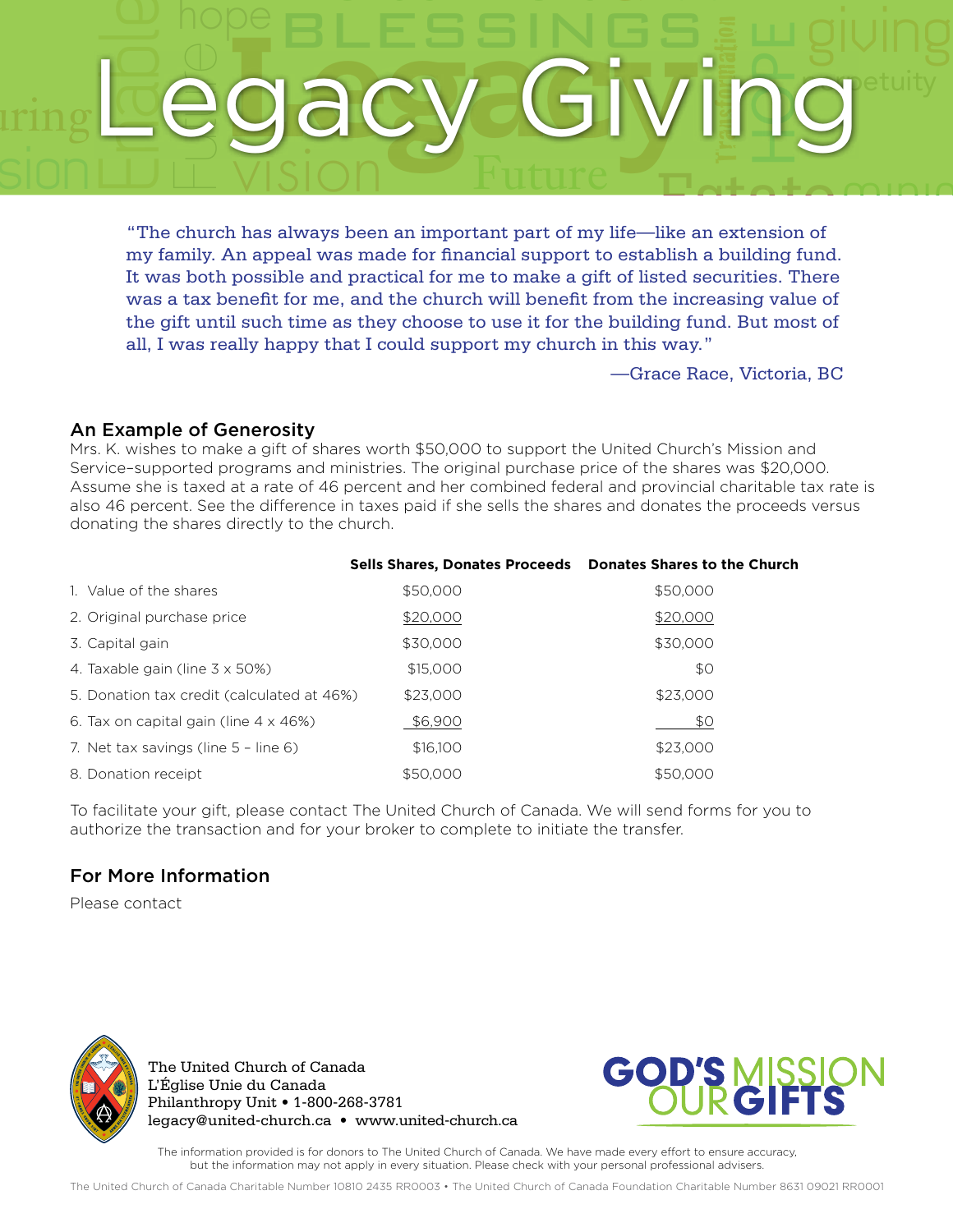# Legacy Giving

"The church has always been an important part of my life—like an extension of my family. An appeal was made for financial support to establish a building fund. It was both possible and practical for me to make a gift of listed securities. There was a tax benefit for me, and the church will benefit from the increasing value of the gift until such time as they choose to use it for the building fund. But most of all, I was really happy that I could support my church in this way."

—Grace Race, Victoria, BC

## An Example of Generosity

Mrs. K. wishes to make a gift of shares worth $50,000 to support the United Church's Mission and Service–supported programs and ministries. The original purchase price of the shares was $20,000. Assume she is taxed at a rate of 46 percent and her combined federal and provincial charitable tax rate is also 46 percent. See the difference in taxes paid if she sells the shares and donates the proceeds versus donating the shares directly to the church.

| | Sells Shares, Donates Proceeds | Donates Shares to the Church |
|---|---|---|
| 1. Value of the shares | $50,000 | $50,000 |
| 2. Original purchase price | $20,000 | $20,000 |
| 3. Capital gain | $30,000 | $30,000 |
| 4. Taxable gain (line 3 x 50%) | $15,000 | $0 |
| 5. Donation tax credit (calculated at 46%) | $23,000 | $23,000 |
| 6. Tax on capital gain (line 4 x 46%) | $6,900 | $0 |
| 7. Net tax savings (line 5 – line 6) | $16,100 | $23,000 |
| 8. Donation receipt | $50,000 | $50,000 |

To facilitate your gift, please contact The United Church of Canada. We will send forms for you to authorize the transaction and for your broker to complete to initiate the transfer.

## For More Information

Please contact

The United Church of Canada
L'Église Unie du Canada
Philanthropy Unit • 1-800-268-3781
legacy@united-church.ca • www.united-church.ca

GOD'S MISSION OUR GIFTS

The information provided is for donors to The United Church of Canada. We have made every effort to ensure accuracy, but the information may not apply in every situation. Please check with your personal professional advisers.

The United Church of Canada Charitable Number 10810 2435 RR0003 • The United Church of Canada Foundation Charitable Number 8631 09021 RR0001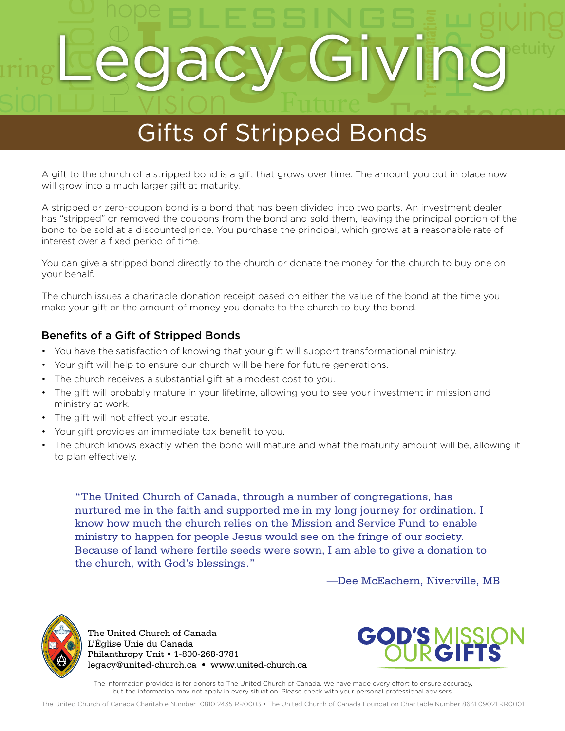# Legacy Giving

## Gifts of Stripped Bonds

A gift to the church of a stripped bond is a gift that grows over time. The amount you put in place now will grow into a much larger gift at maturity.

A stripped or zero-coupon bond is a bond that has been divided into two parts. An investment dealer has "stripped" or removed the coupons from the bond and sold them, leaving the principal portion of the bond to be sold at a discounted price. You purchase the principal, which grows at a reasonable rate of interest over a fixed period of time.

You can give a stripped bond directly to the church or donate the money for the church to buy one on your behalf.

The church issues a charitable donation receipt based on either the value of the bond at the time you make your gift or the amount of money you donate to the church to buy the bond.

### Benefits of a Gift of Stripped Bonds

- You have the satisfaction of knowing that your gift will support transformational ministry.
- Your gift will help to ensure our church will be here for future generations.
- The church receives a substantial gift at a modest cost to you.
- The gift will probably mature in your lifetime, allowing you to see your investment in mission and ministry at work.
- The gift will not affect your estate.
- Your gift provides an immediate tax benefit to you.
- The church knows exactly when the bond will mature and what the maturity amount will be, allowing it to plan effectively.

> "The United Church of Canada, through a number of congregations, has nurtured me in the faith and supported me in my long journey for ordination. I know how much the church relies on the Mission and Service Fund to enable ministry to happen for people Jesus would see on the fringe of our society. Because of land where fertile seeds were sown, I am able to give a donation to the church, with God's blessings."
>
> —Dee McEachern, Niverville, MB

The United Church of Canada
L'Église Unie du Canada
Philanthropy Unit • 1-800-268-3781
legacy@united-church.ca • www.united-church.ca

GOD'S MISSION OUR GIFTS

The information provided is for donors to The United Church of Canada. We have made every effort to ensure accuracy, but the information may not apply in every situation. Please check with your personal professional advisers.

The United Church of Canada Charitable Number 10810 2435 RR0003 • The United Church of Canada Foundation Charitable Number 8631 09021 RR0001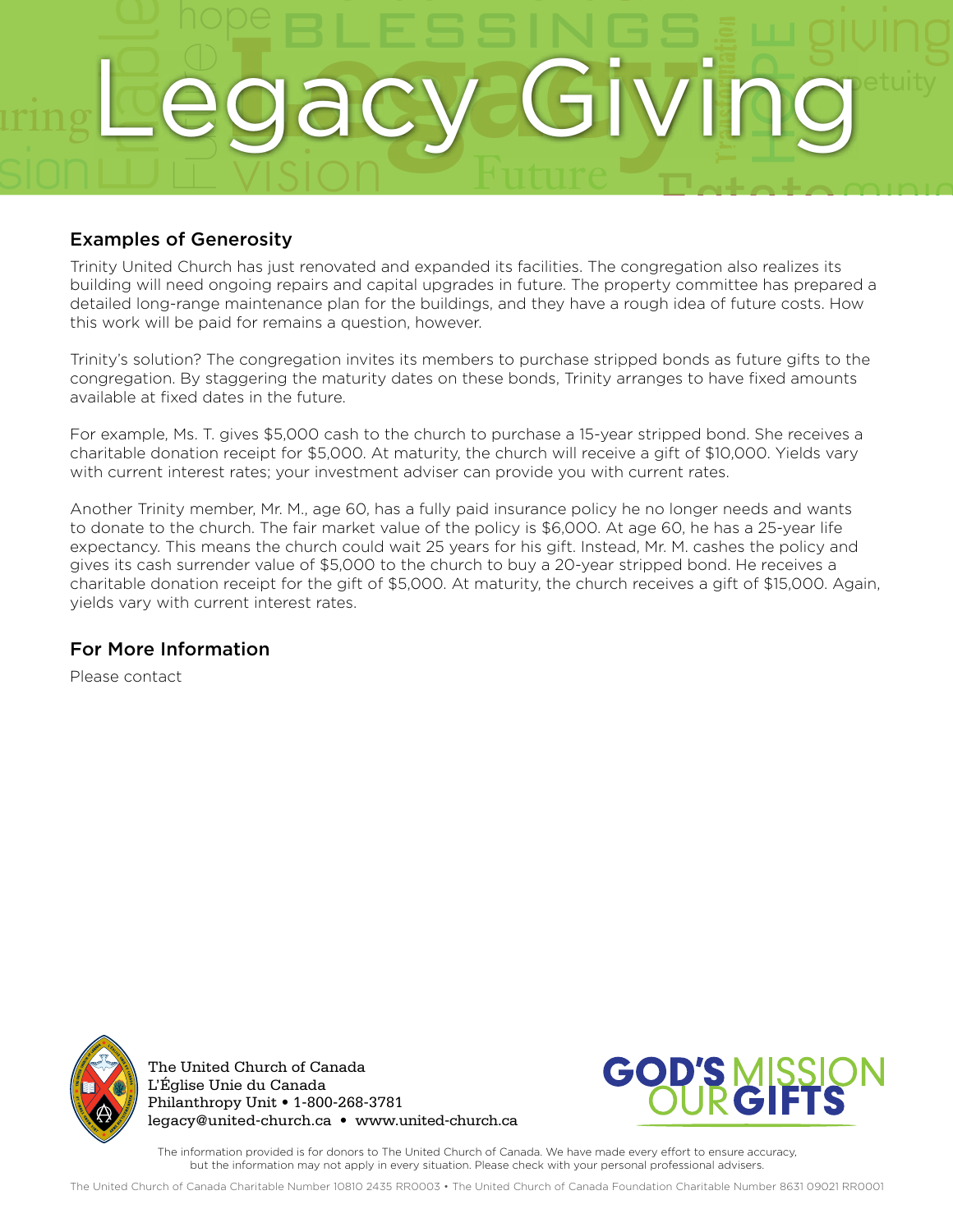# Legacy Giving

## Examples of Generosity

Trinity United Church has just renovated and expanded its facilities. The congregation also realizes its building will need ongoing repairs and capital upgrades in future. The property committee has prepared a detailed long-range maintenance plan for the buildings, and they have a rough idea of future costs. How this work will be paid for remains a question, however.

Trinity's solution? The congregation invites its members to purchase stripped bonds as future gifts to the congregation. By staggering the maturity dates on these bonds, Trinity arranges to have fixed amounts available at fixed dates in the future.

For example, Ms. T. gives $5,000 cash to the church to purchase a 15-year stripped bond. She receives a charitable donation receipt for $5,000. At maturity, the church will receive a gift of $10,000. Yields vary with current interest rates; your investment adviser can provide you with current rates.

Another Trinity member, Mr. M., age 60, has a fully paid insurance policy he no longer needs and wants to donate to the church. The fair market value of the policy is $6,000. At age 60, he has a 25-year life expectancy. This means the church could wait 25 years for his gift. Instead, Mr. M. cashes the policy and gives its cash surrender value of $5,000 to the church to buy a 20-year stripped bond. He receives a charitable donation receipt for the gift of $5,000. At maturity, the church receives a gift of $15,000. Again, yields vary with current interest rates.

## For More Information

Please contact

The United Church of Canada
L'Église Unie du Canada
Philanthropy Unit • 1-800-268-3781
legacy@united-church.ca • www.united-church.ca

GOD'S MISSION OUR GIFTS

The information provided is for donors to The United Church of Canada. We have made every effort to ensure accuracy, but the information may not apply in every situation. Please check with your personal professional advisers.

The United Church of Canada Charitable Number 10810 2435 RR0003 • The United Church of Canada Foundation Charitable Number 8631 09021 RR0001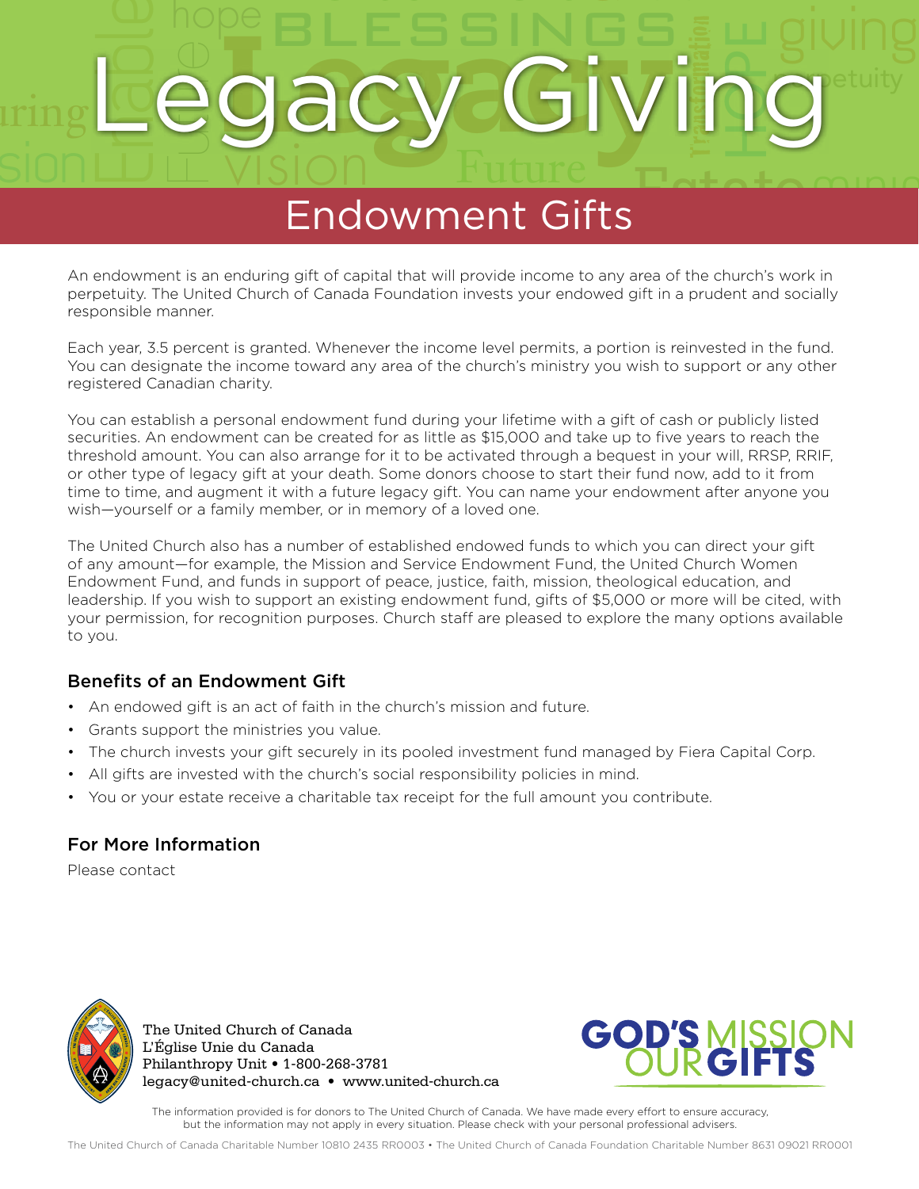# Legacy Giving

## Endowment Gifts

An endowment is an enduring gift of capital that will provide income to any area of the church's work in perpetuity. The United Church of Canada Foundation invests your endowed gift in a prudent and socially responsible manner.

Each year, 3.5 percent is granted. Whenever the income level permits, a portion is reinvested in the fund. You can designate the income toward any area of the church's ministry you wish to support or any other registered Canadian charity.

You can establish a personal endowment fund during your lifetime with a gift of cash or publicly listed securities. An endowment can be created for as little as $15,000 and take up to five years to reach the threshold amount. You can also arrange for it to be activated through a bequest in your will, RRSP, RRIF, or other type of legacy gift at your death. Some donors choose to start their fund now, add to it from time to time, and augment it with a future legacy gift. You can name your endowment after anyone you wish—yourself or a family member, or in memory of a loved one.

The United Church also has a number of established endowed funds to which you can direct your gift of any amount—for example, the Mission and Service Endowment Fund, the United Church Women Endowment Fund, and funds in support of peace, justice, faith, mission, theological education, and leadership. If you wish to support an existing endowment fund, gifts of $5,000 or more will be cited, with your permission, for recognition purposes. Church staff are pleased to explore the many options available to you.

### Benefits of an Endowment Gift

- An endowed gift is an act of faith in the church's mission and future.
- Grants support the ministries you value.
- The church invests your gift securely in its pooled investment fund managed by Fiera Capital Corp.
- All gifts are invested with the church's social responsibility policies in mind.
- You or your estate receive a charitable tax receipt for the full amount you contribute.

### For More Information

Please contact

The United Church of Canada
L'Église Unie du Canada
Philanthropy Unit • 1-800-268-3781
legacy@united-church.ca • www.united-church.ca

GOD'S MISSION OUR GIFTS

The information provided is for donors to The United Church of Canada. We have made every effort to ensure accuracy, but the information may not apply in every situation. Please check with your personal professional advisers.

The United Church of Canada Charitable Number 10810 2435 RR0003 • The United Church of Canada Foundation Charitable Number 8631 09021 RR0001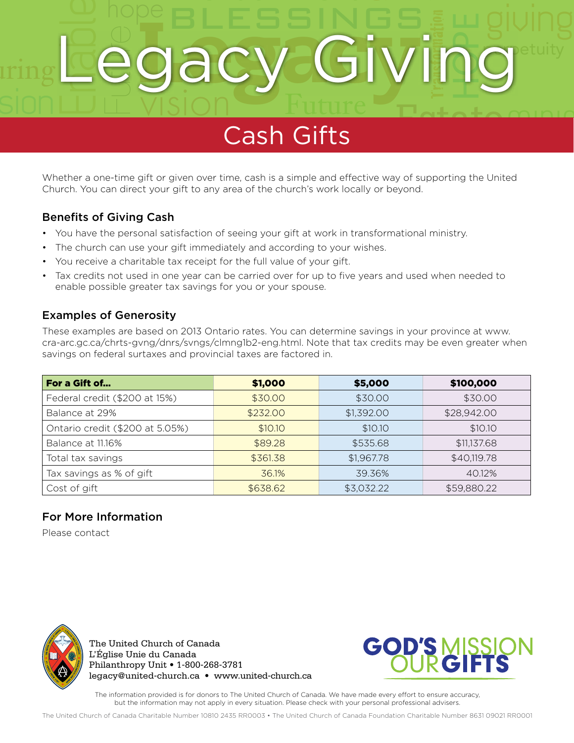# Legacy Giving

## Cash Gifts

Whether a one-time gift or given over time, cash is a simple and effective way of supporting the United Church. You can direct your gift to any area of the church's work locally or beyond.

### Benefits of Giving Cash

- You have the personal satisfaction of seeing your gift at work in transformational ministry.
- The church can use your gift immediately and according to your wishes.
- You receive a charitable tax receipt for the full value of your gift.
- Tax credits not used in one year can be carried over for up to five years and used when needed to enable possible greater tax savings for you or your spouse.

### Examples of Generosity

These examples are based on 2013 Ontario rates. You can determine savings in your province at www.cra-arc.gc.ca/chrts-gvng/dnrs/svngs/clmng1b2-eng.html. Note that tax credits may be even greater when savings on federal surtaxes and provincial taxes are factored in.

| For a Gift of... | $1,000 | $5,000 | $100,000 |
|---|---|---|---|
| Federal credit ($200 at 15%) | $30.00 | $30.00 | $30.00 |
| Balance at 29% | $232.00 | $1,392.00 | $28,942.00 |
| Ontario credit ($200 at 5.05%) | $10.10 | $10.10 | $10.10 |
| Balance at 11.16% | $89.28 | $535.68 | $11,137.68 |
| Total tax savings | $361.38 | $1,967.78 | $40,119.78 |
| Tax savings as % of gift | 36.1% | 39.36% | 40.12% |
| Cost of gift | $638.62 | $3,032.22 | $59,880.22 |

### For More Information

Please contact

The United Church of Canada
L'Église Unie du Canada
Philanthropy Unit • 1-800-268-3781
legacy@united-church.ca • www.united-church.ca

GOD'S MISSION OUR GIFTS

The information provided is for donors to The United Church of Canada. We have made every effort to ensure accuracy, but the information may not apply in every situation. Please check with your personal professional advisers.

The United Church of Canada Charitable Number 10810 2435 RR0003 • The United Church of Canada Foundation Charitable Number 8631 09021 RR0001